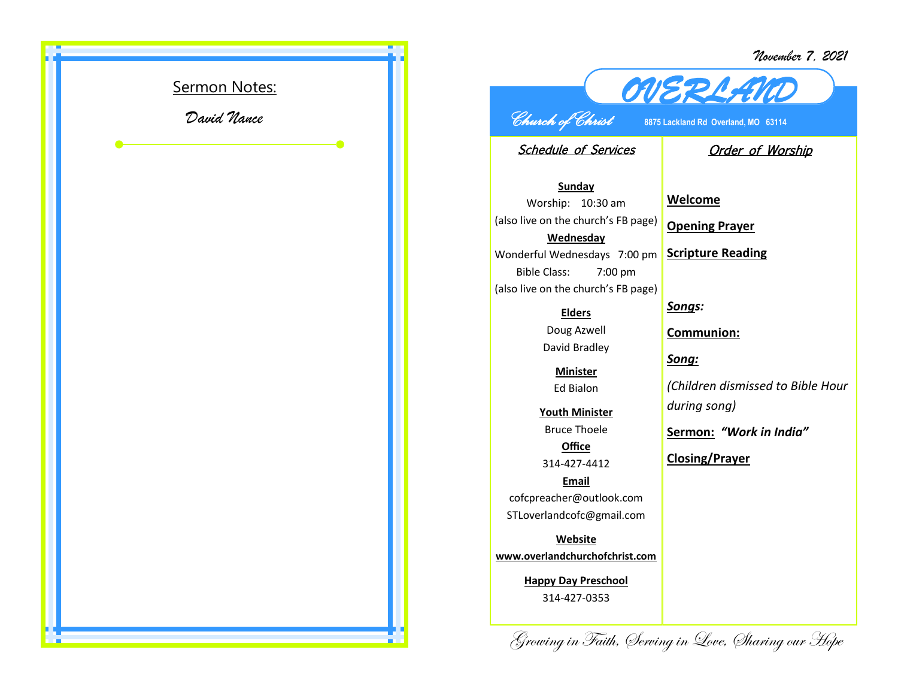## Sermon Notes:

*David Nance*

---

*November 7, 2021*

# OVERLAND

*Church of Christ* **8875 Lackland Rd Overland, MO 63114**

## *Schedule of Services*

**Sunday**

Worship: 10:30 am

(also live on the church's FB page)

**Wednesday**

Wonderful Wednesdays 7:00 pm

Bible Class: 7:00 pm

(also live on the church's FB page)

**Elders**

Doug Azwell

David Bradley

**Minister**

Ed Bialon

**Youth Minister**

Bruce Thoele

**Office**

314-427-4412

**Email**

cofcpreacher@outlook.com

STLoverlandcofc@gmail.com

**Website**

**www.overlandchurchofchrist.com**

**Happy Day Preschool**

314-427-0353

## *Order of Worship*

**Welcome**

**Opening Prayer**

**Scripture Reading**

***Songs:***

**Communion:**

***Song:***

*(Children dismissed to Bible Hour during song)*

**Sermon:** ***"Work in India"***

**Closing/Prayer**

*Growing in Faith, Serving in Love, Sharing our Hope*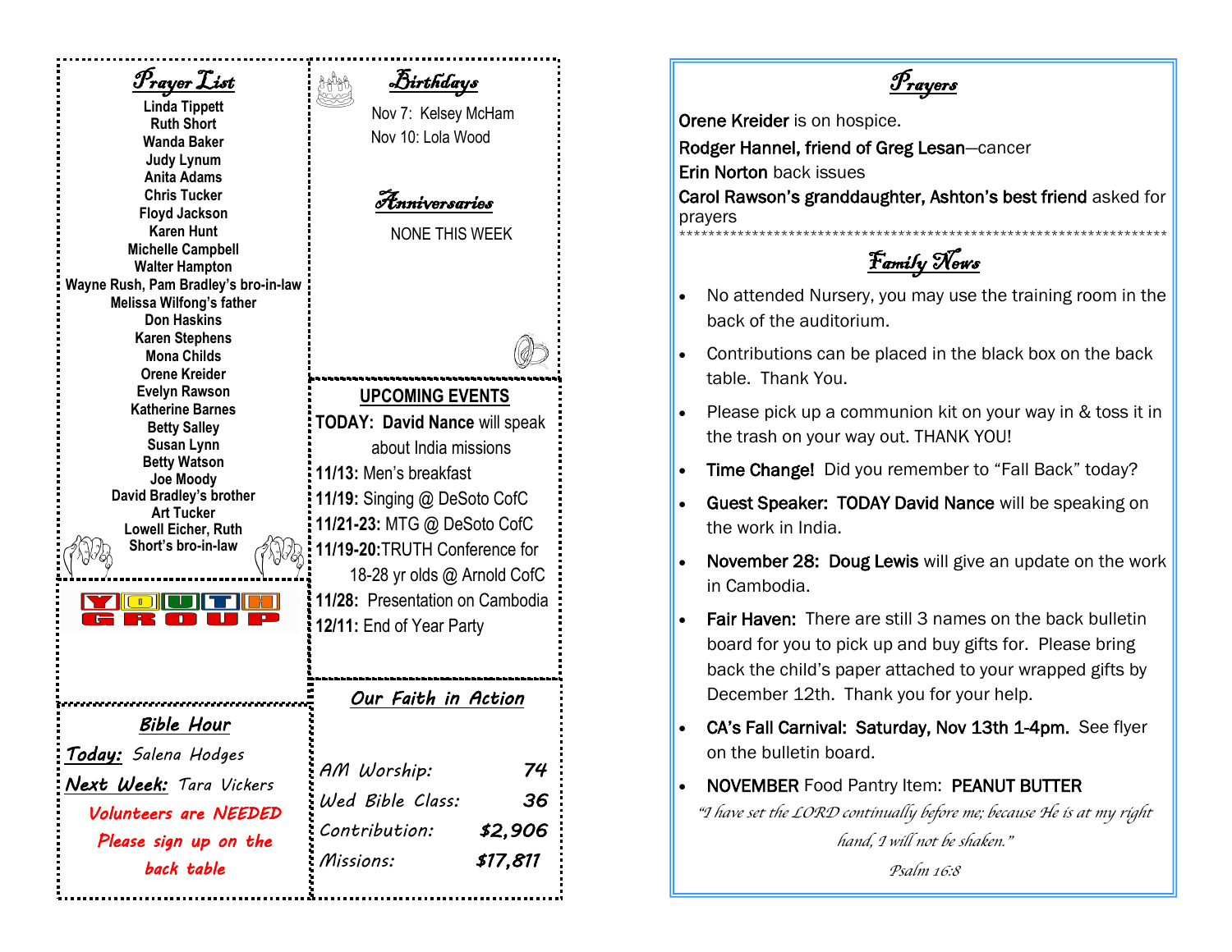## Prayer List

Linda Tippett
Ruth Short
Wanda Baker
Judy Lynum
Anita Adams
Chris Tucker
Floyd Jackson
Karen Hunt
Michelle Campbell
Walter Hampton
Wayne Rush, Pam Bradley's bro-in-law
Melissa Wilfong's father
Don Haskins
Karen Stephens
Mona Childs
Orene Kreider
Evelyn Rawson
Katherine Barnes
Betty Salley
Susan Lynn
Betty Watson
Joe Moody
David Bradley's brother
Art Tucker
Lowell Eicher, Ruth Short's bro-in-law

## YOUTH GROUP

## Bible Hour

**Today:** Salena Hodges

**Next Week:** Tara Vickers

**Volunteers are NEEDED Please sign up on the back table**

## Birthdays

Nov 7: Kelsey McHam
Nov 10: Lola Wood

## Anniversaries

NONE THIS WEEK

## UPCOMING EVENTS

**TODAY: David Nance** will speak about India missions
**11/13:** Men's breakfast
**11/19:** Singing @ DeSoto CofC
**11/21-23:** MTG @ DeSoto CofC
**11/19-20:**TRUTH Conference for 18-28 yr olds @ Arnold CofC
**11/28:** Presentation on Cambodia
**12/11:** End of Year Party

## Our Faith in Action

| | |
|---|---|
| AM Worship: | 74 |
| Wed Bible Class: | 36 |
| Contribution: | $2,906 |
| Missions: | $17,811 |

## Prayers

Orene Kreider is on hospice.

Rodger Hannel, friend of Greg Lesan—cancer

Erin Norton back issues

Carol Rawson's granddaughter, Ashton's best friend asked for prayers

*****************************************************************

## Family News

- No attended Nursery, you may use the training room in the back of the auditorium.
- Contributions can be placed in the black box on the back table. Thank You.
- Please pick up a communion kit on your way in & toss it in the trash on your way out. THANK YOU!
- Time Change! Did you remember to "Fall Back" today?
- Guest Speaker: TODAY David Nance will be speaking on the work in India.
- November 28: Doug Lewis will give an update on the work in Cambodia.
- Fair Haven: There are still 3 names on the back bulletin board for you to pick up and buy gifts for. Please bring back the child's paper attached to your wrapped gifts by December 12th. Thank you for your help.
- CA's Fall Carnival: Saturday, Nov 13th 1-4pm. See flyer on the bulletin board.
- NOVEMBER Food Pantry Item: PEANUT BUTTER

*"I have set the LORD continually before me; because He is at my right hand, I will not be shaken."*

*Psalm 16:8*